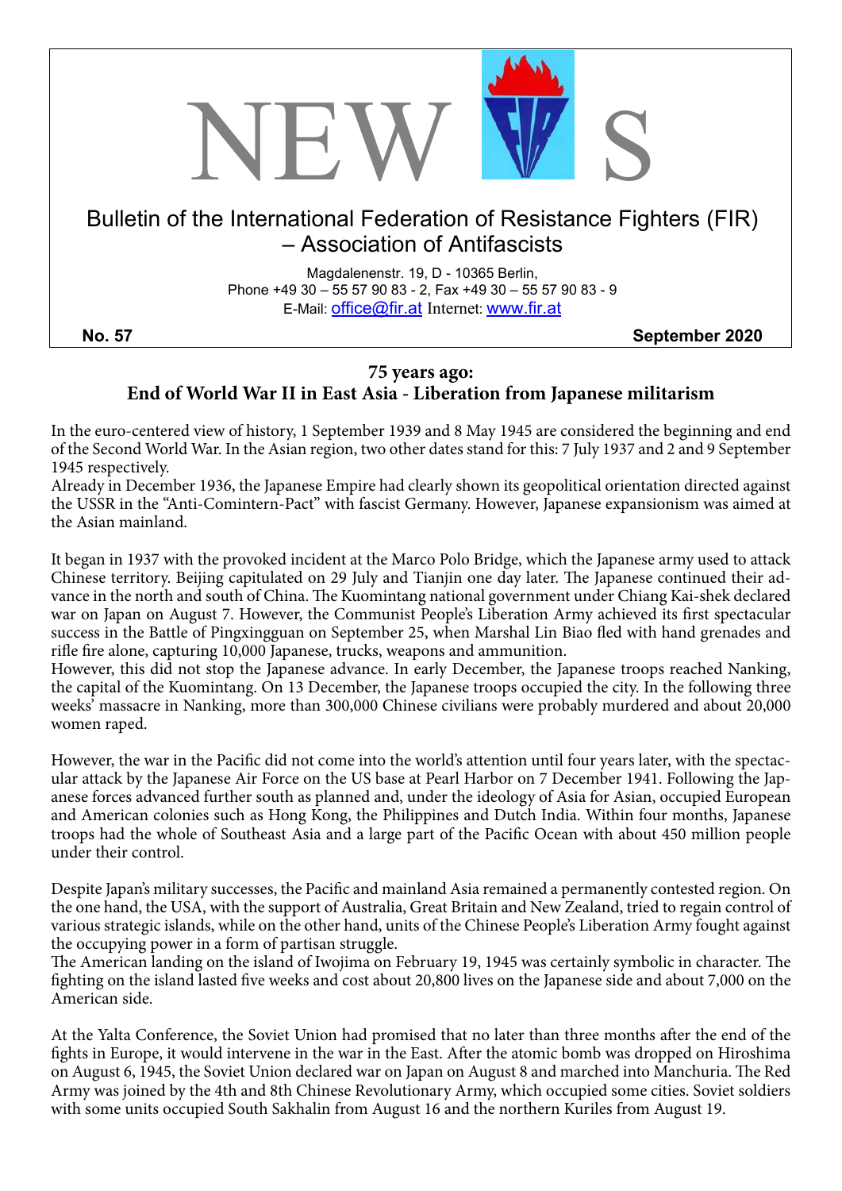# NEWS

## Bulletin of the International Federation of Resistance Fighters (FIR) – Association of Antifascists

Magdalenenstr. 19, D - 10365 Berlin,
Phone +49 30 – 55 57 90 83 - 2, Fax +49 30 – 55 57 90 83 - 9
E-Mail: office@fir.at Internet: www.fir.at

**No. 57** **September 2020**

## 75 years ago: End of World War II in East Asia - Liberation from Japanese militarism

In the euro-centered view of history, 1 September 1939 and 8 May 1945 are considered the beginning and end of the Second World War. In the Asian region, two other dates stand for this: 7 July 1937 and 2 and 9 September 1945 respectively.

Already in December 1936, the Japanese Empire had clearly shown its geopolitical orientation directed against the USSR in the "Anti-Comintern-Pact" with fascist Germany. However, Japanese expansionism was aimed at the Asian mainland.

It began in 1937 with the provoked incident at the Marco Polo Bridge, which the Japanese army used to attack Chinese territory. Beijing capitulated on 29 July and Tianjin one day later. The Japanese continued their advance in the north and south of China. The Kuomintang national government under Chiang Kai-shek declared war on Japan on August 7. However, the Communist People's Liberation Army achieved its first spectacular success in the Battle of Pingxingguan on September 25, when Marshal Lin Biao fled with hand grenades and rifle fire alone, capturing 10,000 Japanese, trucks, weapons and ammunition.

However, this did not stop the Japanese advance. In early December, the Japanese troops reached Nanking, the capital of the Kuomintang. On 13 December, the Japanese troops occupied the city. In the following three weeks' massacre in Nanking, more than 300,000 Chinese civilians were probably murdered and about 20,000 women raped.

However, the war in the Pacific did not come into the world's attention until four years later, with the spectacular attack by the Japanese Air Force on the US base at Pearl Harbor on 7 December 1941. Following the Japanese forces advanced further south as planned and, under the ideology of Asia for Asian, occupied European and American colonies such as Hong Kong, the Philippines and Dutch India. Within four months, Japanese troops had the whole of Southeast Asia and a large part of the Pacific Ocean with about 450 million people under their control.

Despite Japan's military successes, the Pacific and mainland Asia remained a permanently contested region. On the one hand, the USA, with the support of Australia, Great Britain and New Zealand, tried to regain control of various strategic islands, while on the other hand, units of the Chinese People's Liberation Army fought against the occupying power in a form of partisan struggle.

The American landing on the island of Iwojima on February 19, 1945 was certainly symbolic in character. The fighting on the island lasted five weeks and cost about 20,800 lives on the Japanese side and about 7,000 on the American side.

At the Yalta Conference, the Soviet Union had promised that no later than three months after the end of the fights in Europe, it would intervene in the war in the East. After the atomic bomb was dropped on Hiroshima on August 6, 1945, the Soviet Union declared war on Japan on August 8 and marched into Manchuria. The Red Army was joined by the 4th and 8th Chinese Revolutionary Army, which occupied some cities. Soviet soldiers with some units occupied South Sakhalin from August 16 and the northern Kuriles from August 19.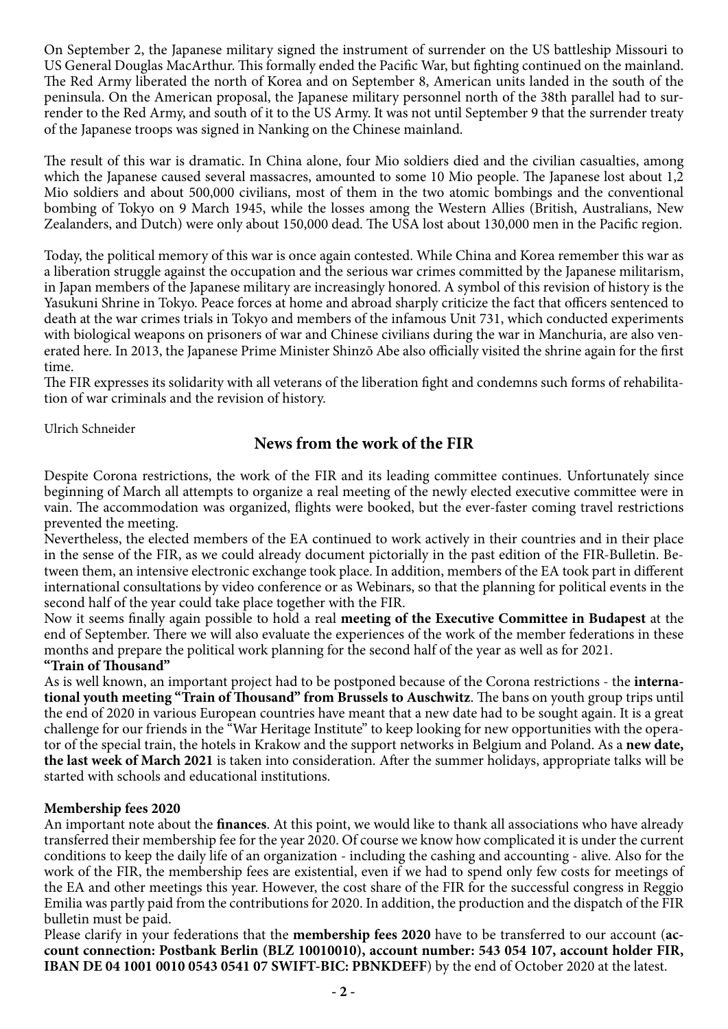On September 2, the Japanese military signed the instrument of surrender on the US battleship Missouri to US General Douglas MacArthur. This formally ended the Pacific War, but fighting continued on the mainland. The Red Army liberated the north of Korea and on September 8, American units landed in the south of the peninsula. On the American proposal, the Japanese military personnel north of the 38th parallel had to surrender to the Red Army, and south of it to the US Army. It was not until September 9 that the surrender treaty of the Japanese troops was signed in Nanking on the Chinese mainland.

The result of this war is dramatic. In China alone, four Mio soldiers died and the civilian casualties, among which the Japanese caused several massacres, amounted to some 10 Mio people. The Japanese lost about 1,2 Mio soldiers and about 500,000 civilians, most of them in the two atomic bombings and the conventional bombing of Tokyo on 9 March 1945, while the losses among the Western Allies (British, Australians, New Zealanders, and Dutch) were only about 150,000 dead. The USA lost about 130,000 men in the Pacific region.

Today, the political memory of this war is once again contested. While China and Korea remember this war as a liberation struggle against the occupation and the serious war crimes committed by the Japanese militarism, in Japan members of the Japanese military are increasingly honored. A symbol of this revision of history is the Yasukuni Shrine in Tokyo. Peace forces at home and abroad sharply criticize the fact that officers sentenced to death at the war crimes trials in Tokyo and members of the infamous Unit 731, which conducted experiments with biological weapons on prisoners of war and Chinese civilians during the war in Manchuria, are also venerated here. In 2013, the Japanese Prime Minister Shinzō Abe also officially visited the shrine again for the first time.

The FIR expresses its solidarity with all veterans of the liberation fight and condemns such forms of rehabilitation of war criminals and the revision of history.

Ulrich Schneider

## News from the work of the FIR

Despite Corona restrictions, the work of the FIR and its leading committee continues. Unfortunately since beginning of March all attempts to organize a real meeting of the newly elected executive committee were in vain. The accommodation was organized, flights were booked, but the ever-faster coming travel restrictions prevented the meeting.

Nevertheless, the elected members of the EA continued to work actively in their countries and in their place in the sense of the FIR, as we could already document pictorially in the past edition of the FIR-Bulletin. Between them, an intensive electronic exchange took place. In addition, members of the EA took part in different international consultations by video conference or as Webinars, so that the planning for political events in the second half of the year could take place together with the FIR.

Now it seems finally again possible to hold a real **meeting of the Executive Committee in Budapest** at the end of September. There we will also evaluate the experiences of the work of the member federations in these months and prepare the political work planning for the second half of the year as well as for 2021.

**"Train of Thousand"**

As is well known, an important project had to be postponed because of the Corona restrictions - the **international youth meeting "Train of Thousand" from Brussels to Auschwitz**. The bans on youth group trips until the end of 2020 in various European countries have meant that a new date had to be sought again. It is a great challenge for our friends in the "War Heritage Institute" to keep looking for new opportunities with the operator of the special train, the hotels in Krakow and the support networks in Belgium and Poland. As a **new date, the last week of March 2021** is taken into consideration. After the summer holidays, appropriate talks will be started with schools and educational institutions.

**Membership fees 2020**

An important note about the **finances**. At this point, we would like to thank all associations who have already transferred their membership fee for the year 2020. Of course we know how complicated it is under the current conditions to keep the daily life of an organization - including the cashing and accounting - alive. Also for the work of the FIR, the membership fees are existential, even if we had to spend only few costs for meetings of the EA and other meetings this year. However, the cost share of the FIR for the successful congress in Reggio Emilia was partly paid from the contributions for 2020. In addition, the production and the dispatch of the FIR bulletin must be paid.

Please clarify in your federations that the **membership fees 2020** have to be transferred to our account (**account connection: Postbank Berlin (BLZ 10010010), account number: 543 054 107, account holder FIR, IBAN DE 04 1001 0010 0543 0541 07 SWIFT-BIC: PBNKDEFF**) by the end of October 2020 at the latest.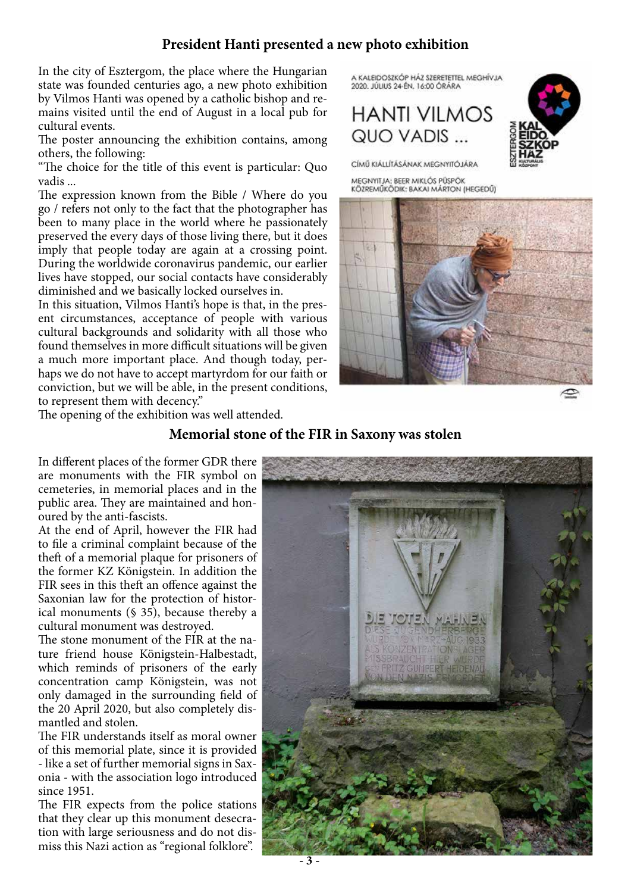## President Hanti presented a new photo exhibition

In the city of Esztergom, the place where the Hungarian state was founded centuries ago, a new photo exhibition by Vilmos Hanti was opened by a catholic bishop and remains visited until the end of August in a local pub for cultural events.

The poster announcing the exhibition contains, among others, the following:

"The choice for the title of this event is particular: Quo vadis ...

The expression known from the Bible / Where do you go / refers not only to the fact that the photographer has been to many place in the world where he passionately preserved the every days of those living there, but it does imply that people today are again at a crossing point. During the worldwide coronavirus pandemic, our earlier lives have stopped, our social contacts have considerably diminished and we basically locked ourselves in.

In this situation, Vilmos Hanti's hope is that, in the present circumstances, acceptance of people with various cultural backgrounds and solidarity with all those who found themselves in more difficult situations will be given a much more important place. And though today, perhaps we do not have to accept martyrdom for our faith or conviction, but we will be able, in the present conditions, to represent them with decency."

The opening of the exhibition was well attended.

## Memorial stone of the FIR in Saxony was stolen

In different places of the former GDR there are monuments with the FIR symbol on cemeteries, in memorial places and in the public area. They are maintained and honoured by the anti-fascists.

At the end of April, however the FIR had to file a criminal complaint because of the theft of a memorial plaque for prisoners of the former KZ Königstein. In addition the FIR sees in this theft an offence against the Saxonian law for the protection of historical monuments (§ 35), because thereby a cultural monument was destroyed.

The stone monument of the FIR at the nature friend house Königstein-Halbestadt, which reminds of prisoners of the early concentration camp Königstein, was not only damaged in the surrounding field of the 20 April 2020, but also completely dismantled and stolen.

The FIR understands itself as moral owner of this memorial plate, since it is provided - like a set of further memorial signs in Saxonia - with the association logo introduced since 1951.

The FIR expects from the police stations that they clear up this monument desecration with large seriousness and do not dismiss this Nazi action as "regional folklore".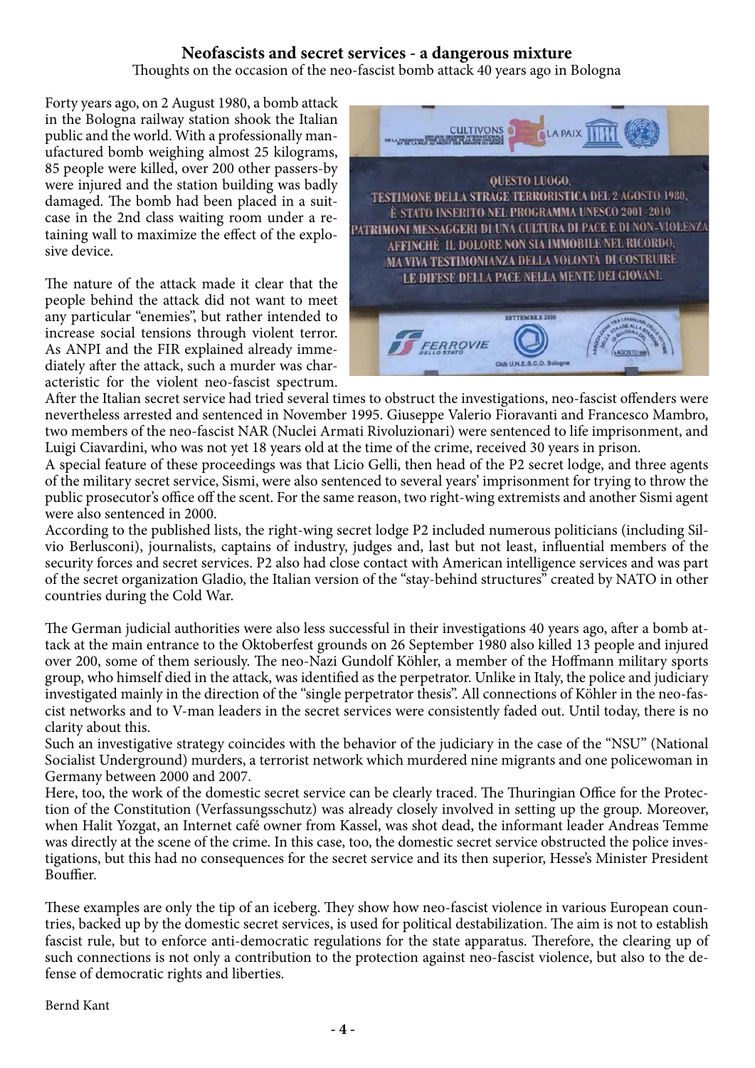## Neofascists and secret services - a dangerous mixture

Thoughts on the occasion of the neo-fascist bomb attack 40 years ago in Bologna

Forty years ago, on 2 August 1980, a bomb attack in the Bologna railway station shook the Italian public and the world. With a professionally manufactured bomb weighing almost 25 kilograms, 85 people were killed, over 200 other passers-by were injured and the station building was badly damaged. The bomb had been placed in a suitcase in the 2nd class waiting room under a retaining wall to maximize the effect of the explosive device.

The nature of the attack made it clear that the people behind the attack did not want to meet any particular "enemies", but rather intended to increase social tensions through violent terror. As ANPI and the FIR explained already immediately after the attack, such a murder was characteristic for the violent neo-fascist spectrum. After the Italian secret service had tried several times to obstruct the investigations, neo-fascist offenders were nevertheless arrested and sentenced in November 1995. Giuseppe Valerio Fioravanti and Francesco Mambro, two members of the neo-fascist NAR (Nuclei Armati Rivoluzionari) were sentenced to life imprisonment, and Luigi Ciavardini, who was not yet 18 years old at the time of the crime, received 30 years in prison.

A special feature of these proceedings was that Licio Gelli, then head of the P2 secret lodge, and three agents of the military secret service, Sismi, were also sentenced to several years' imprisonment for trying to throw the public prosecutor's office off the scent. For the same reason, two right-wing extremists and another Sismi agent were also sentenced in 2000.

According to the published lists, the right-wing secret lodge P2 included numerous politicians (including Silvio Berlusconi), journalists, captains of industry, judges and, last but not least, influential members of the security forces and secret services. P2 also had close contact with American intelligence services and was part of the secret organization Gladio, the Italian version of the "stay-behind structures" created by NATO in other countries during the Cold War.

The German judicial authorities were also less successful in their investigations 40 years ago, after a bomb attack at the main entrance to the Oktoberfest grounds on 26 September 1980 also killed 13 people and injured over 200, some of them seriously. The neo-Nazi Gundolf Köhler, a member of the Hoffmann military sports group, who himself died in the attack, was identified as the perpetrator. Unlike in Italy, the police and judiciary investigated mainly in the direction of the "single perpetrator thesis". All connections of Köhler in the neo-fascist networks and to V-man leaders in the secret services were consistently faded out. Until today, there is no clarity about this.

Such an investigative strategy coincides with the behavior of the judiciary in the case of the "NSU" (National Socialist Underground) murders, a terrorist network which murdered nine migrants and one policewoman in Germany between 2000 and 2007.

Here, too, the work of the domestic secret service can be clearly traced. The Thuringian Office for the Protection of the Constitution (Verfassungsschutz) was already closely involved in setting up the group. Moreover, when Halit Yozgat, an Internet café owner from Kassel, was shot dead, the informant leader Andreas Temme was directly at the scene of the crime. In this case, too, the domestic secret service obstructed the police investigations, but this had no consequences for the secret service and its then superior, Hesse's Minister President Bouffier.

These examples are only the tip of an iceberg. They show how neo-fascist violence in various European countries, backed up by the domestic secret services, is used for political destabilization. The aim is not to establish fascist rule, but to enforce anti-democratic regulations for the state apparatus. Therefore, the clearing up of such connections is not only a contribution to the protection against neo-fascist violence, but also to the defense of democratic rights and liberties.

Bernd Kant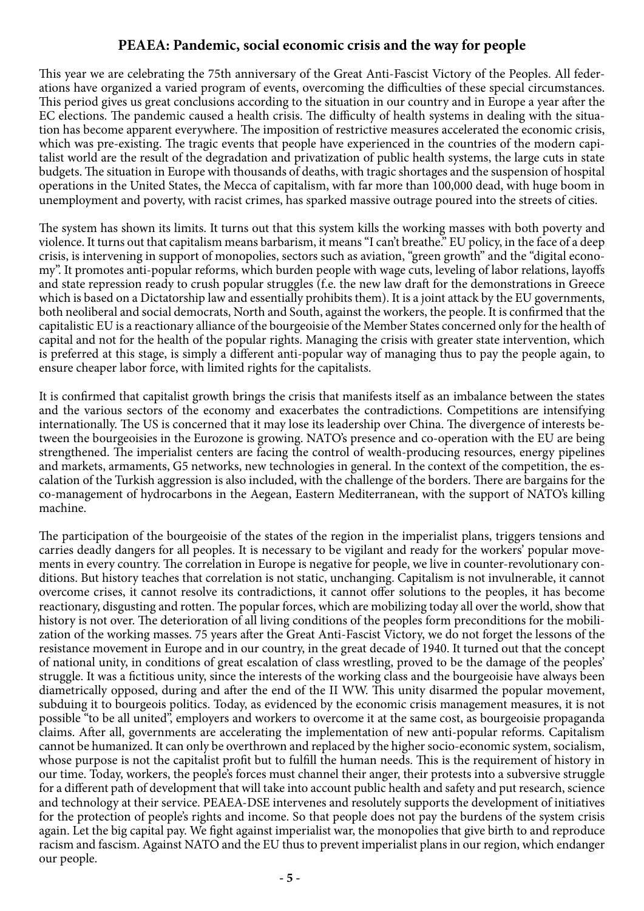## PEAEA: Pandemic, social economic crisis and the way for people

This year we are celebrating the 75th anniversary of the Great Anti-Fascist Victory of the Peoples. All federations have organized a varied program of events, overcoming the difficulties of these special circumstances. This period gives us great conclusions according to the situation in our country and in Europe a year after the EC elections. The pandemic caused a health crisis. The difficulty of health systems in dealing with the situation has become apparent everywhere. The imposition of restrictive measures accelerated the economic crisis, which was pre-existing. The tragic events that people have experienced in the countries of the modern capitalist world are the result of the degradation and privatization of public health systems, the large cuts in state budgets. The situation in Europe with thousands of deaths, with tragic shortages and the suspension of hospital operations in the United States, the Mecca of capitalism, with far more than 100,000 dead, with huge boom in unemployment and poverty, with racist crimes, has sparked massive outrage poured into the streets of cities.

The system has shown its limits. It turns out that this system kills the working masses with both poverty and violence. It turns out that capitalism means barbarism, it means "I can't breathe." EU policy, in the face of a deep crisis, is intervening in support of monopolies, sectors such as aviation, "green growth" and the "digital economy". It promotes anti-popular reforms, which burden people with wage cuts, leveling of labor relations, layoffs and state repression ready to crush popular struggles (f.e. the new law draft for the demonstrations in Greece which is based on a Dictatorship law and essentially prohibits them). It is a joint attack by the EU governments, both neoliberal and social democrats, North and South, against the workers, the people. It is confirmed that the capitalistic EU is a reactionary alliance of the bourgeoisie of the Member States concerned only for the health of capital and not for the health of the popular rights. Managing the crisis with greater state intervention, which is preferred at this stage, is simply a different anti-popular way of managing thus to pay the people again, to ensure cheaper labor force, with limited rights for the capitalists.

It is confirmed that capitalist growth brings the crisis that manifests itself as an imbalance between the states and the various sectors of the economy and exacerbates the contradictions. Competitions are intensifying internationally. The US is concerned that it may lose its leadership over China. The divergence of interests between the bourgeoisies in the Eurozone is growing. NATO's presence and co-operation with the EU are being strengthened. The imperialist centers are facing the control of wealth-producing resources, energy pipelines and markets, armaments, G5 networks, new technologies in general. In the context of the competition, the escalation of the Turkish aggression is also included, with the challenge of the borders. There are bargains for the co-management of hydrocarbons in the Aegean, Eastern Mediterranean, with the support of NATO's killing machine.

The participation of the bourgeoisie of the states of the region in the imperialist plans, triggers tensions and carries deadly dangers for all peoples. It is necessary to be vigilant and ready for the workers' popular movements in every country. The correlation in Europe is negative for people, we live in counter-revolutionary conditions. But history teaches that correlation is not static, unchanging. Capitalism is not invulnerable, it cannot overcome crises, it cannot resolve its contradictions, it cannot offer solutions to the peoples, it has become reactionary, disgusting and rotten. The popular forces, which are mobilizing today all over the world, show that history is not over. The deterioration of all living conditions of the peoples form preconditions for the mobilization of the working masses. 75 years after the Great Anti-Fascist Victory, we do not forget the lessons of the resistance movement in Europe and in our country, in the great decade of 1940. It turned out that the concept of national unity, in conditions of great escalation of class wrestling, proved to be the damage of the peoples' struggle. It was a fictitious unity, since the interests of the working class and the bourgeoisie have always been diametrically opposed, during and after the end of the II WW. This unity disarmed the popular movement, subduing it to bourgeois politics. Today, as evidenced by the economic crisis management measures, it is not possible "to be all united", employers and workers to overcome it at the same cost, as bourgeoisie propaganda claims. After all, governments are accelerating the implementation of new anti-popular reforms. Capitalism cannot be humanized. It can only be overthrown and replaced by the higher socio-economic system, socialism, whose purpose is not the capitalist profit but to fulfill the human needs. This is the requirement of history in our time. Today, workers, the people's forces must channel their anger, their protests into a subversive struggle for a different path of development that will take into account public health and safety and put research, science and technology at their service. PEAEA-DSE intervenes and resolutely supports the development of initiatives for the protection of people's rights and income. So that people does not pay the burdens of the system crisis again. Let the big capital pay. We fight against imperialist war, the monopolies that give birth to and reproduce racism and fascism. Against NATO and the EU thus to prevent imperialist plans in our region, which endanger our people.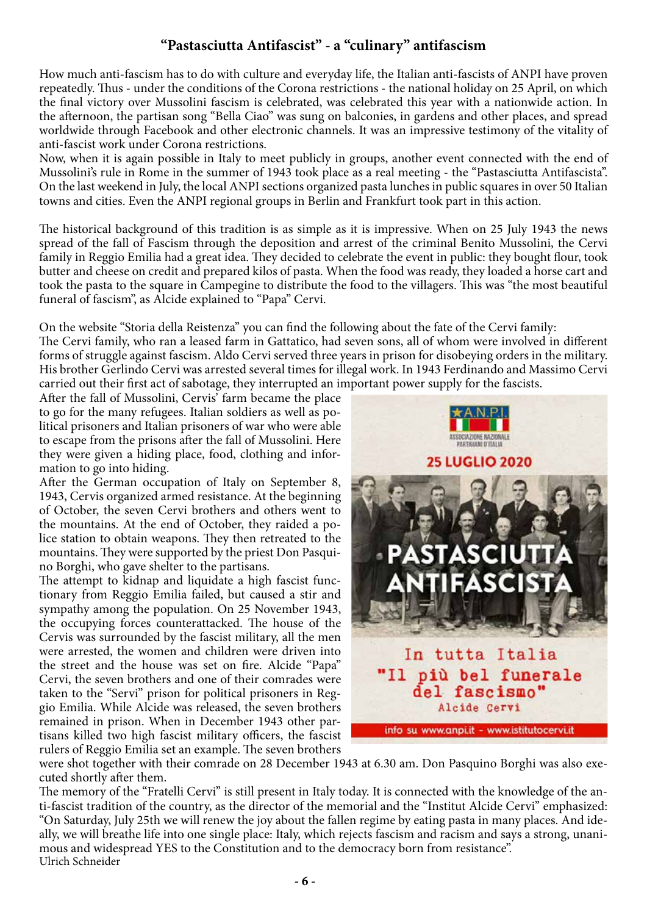## "Pastasciutta Antifascist" - a "culinary" antifascism

How much anti-fascism has to do with culture and everyday life, the Italian anti-fascists of ANPI have proven repeatedly. Thus - under the conditions of the Corona restrictions - the national holiday on 25 April, on which the final victory over Mussolini fascism is celebrated, was celebrated this year with a nationwide action. In the afternoon, the partisan song "Bella Ciao" was sung on balconies, in gardens and other places, and spread worldwide through Facebook and other electronic channels. It was an impressive testimony of the vitality of anti-fascist work under Corona restrictions.

Now, when it is again possible in Italy to meet publicly in groups, another event connected with the end of Mussolini's rule in Rome in the summer of 1943 took place as a real meeting - the "Pastasciutta Antifascista". On the last weekend in July, the local ANPI sections organized pasta lunches in public squares in over 50 Italian towns and cities. Even the ANPI regional groups in Berlin and Frankfurt took part in this action.

The historical background of this tradition is as simple as it is impressive. When on 25 July 1943 the news spread of the fall of Fascism through the deposition and arrest of the criminal Benito Mussolini, the Cervi family in Reggio Emilia had a great idea. They decided to celebrate the event in public: they bought flour, took butter and cheese on credit and prepared kilos of pasta. When the food was ready, they loaded a horse cart and took the pasta to the square in Campegine to distribute the food to the villagers. This was "the most beautiful funeral of fascism", as Alcide explained to "Papa" Cervi.

On the website "Storia della Reistenza" you can find the following about the fate of the Cervi family:

The Cervi family, who ran a leased farm in Gattatico, had seven sons, all of whom were involved in different forms of struggle against fascism. Aldo Cervi served three years in prison for disobeying orders in the military. His brother Gerlindo Cervi was arrested several times for illegal work. In 1943 Ferdinando and Massimo Cervi carried out their first act of sabotage, they interrupted an important power supply for the fascists.

After the fall of Mussolini, Cervis' farm became the place to go for the many refugees. Italian soldiers as well as political prisoners and Italian prisoners of war who were able to escape from the prisons after the fall of Mussolini. Here they were given a hiding place, food, clothing and information to go into hiding.

After the German occupation of Italy on September 8, 1943, Cervis organized armed resistance. At the beginning of October, the seven Cervi brothers and others went to the mountains. At the end of October, they raided a police station to obtain weapons. They then retreated to the mountains. They were supported by the priest Don Pasquino Borghi, who gave shelter to the partisans.

The attempt to kidnap and liquidate a high fascist functionary from Reggio Emilia failed, but caused a stir and sympathy among the population. On 25 November 1943, the occupying forces counterattacked. The house of the Cervis was surrounded by the fascist military, all the men were arrested, the women and children were driven into the street and the house was set on fire. Alcide "Papa" Cervi, the seven brothers and one of their comrades were taken to the "Servi" prison for political prisoners in Reggio Emilia. While Alcide was released, the seven brothers remained in prison. When in December 1943 other partisans killed two high fascist military officers, the fascist rulers of Reggio Emilia set an example. The seven brothers were shot together with their comrade on 28 December 1943 at 6.30 am. Don Pasquino Borghi was also executed shortly after them.

The memory of the "Fratelli Cervi" is still present in Italy today. It is connected with the knowledge of the anti-fascist tradition of the country, as the director of the memorial and the "Institut Alcide Cervi" emphasized: "On Saturday, July 25th we will renew the joy about the fallen regime by eating pasta in many places. And ideally, we will breathe life into one single place: Italy, which rejects fascism and racism and says a strong, unanimous and widespread YES to the Constitution and to the democracy born from resistance".

Ulrich Schneider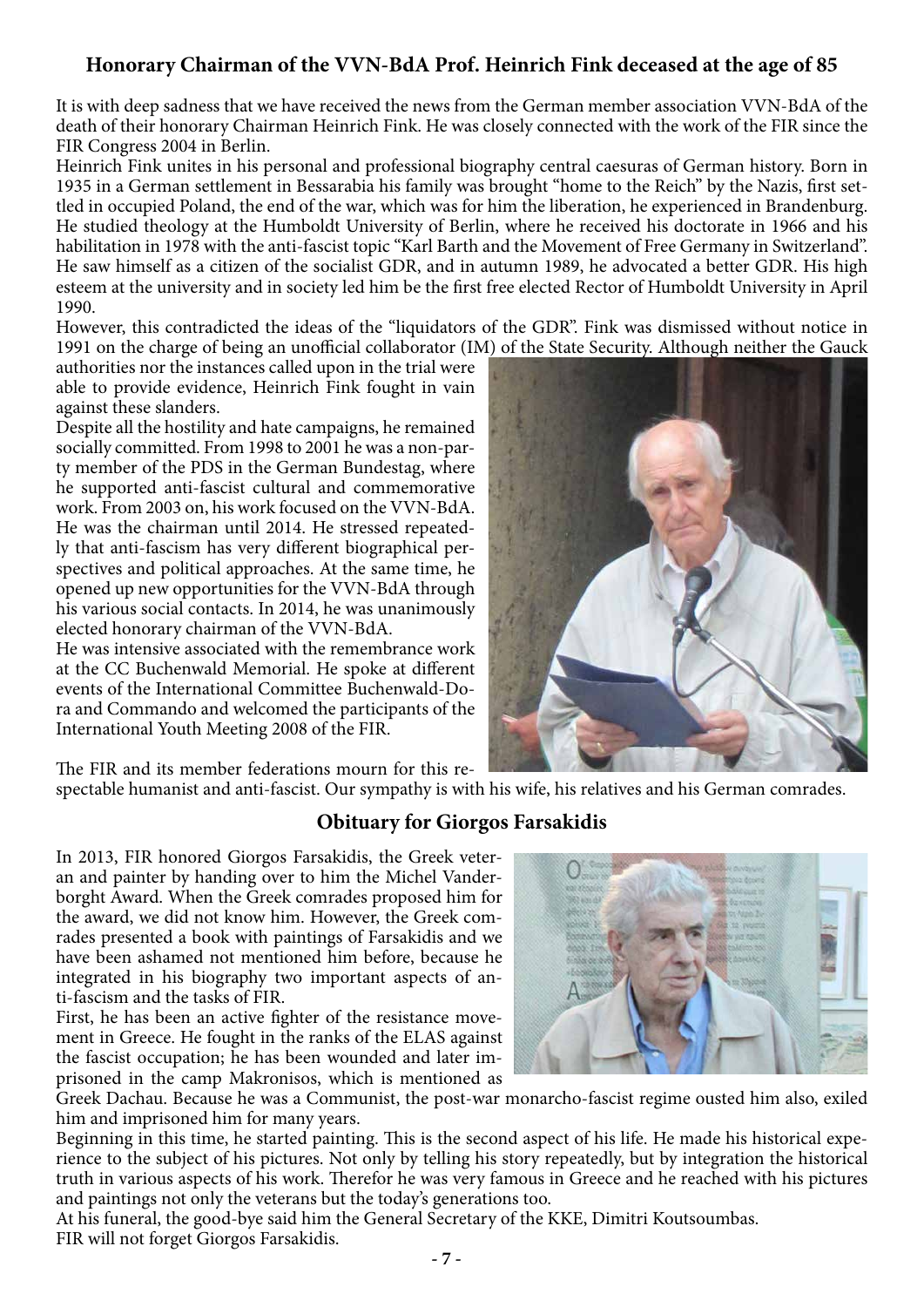## Honorary Chairman of the VVN-BdA Prof. Heinrich Fink deceased at the age of 85

It is with deep sadness that we have received the news from the German member association VVN-BdA of the death of their honorary Chairman Heinrich Fink. He was closely connected with the work of the FIR since the FIR Congress 2004 in Berlin.

Heinrich Fink unites in his personal and professional biography central caesuras of German history. Born in 1935 in a German settlement in Bessarabia his family was brought "home to the Reich" by the Nazis, first settled in occupied Poland, the end of the war, which was for him the liberation, he experienced in Brandenburg. He studied theology at the Humboldt University of Berlin, where he received his doctorate in 1966 and his habilitation in 1978 with the anti-fascist topic "Karl Barth and the Movement of Free Germany in Switzerland". He saw himself as a citizen of the socialist GDR, and in autumn 1989, he advocated a better GDR. His high esteem at the university and in society led him be the first free elected Rector of Humboldt University in April 1990.

However, this contradicted the ideas of the "liquidators of the GDR". Fink was dismissed without notice in 1991 on the charge of being an unofficial collaborator (IM) of the State Security. Although neither the Gauck authorities nor the instances called upon in the trial were able to provide evidence, Heinrich Fink fought in vain against these slanders.

Despite all the hostility and hate campaigns, he remained socially committed. From 1998 to 2001 he was a non-party member of the PDS in the German Bundestag, where he supported anti-fascist cultural and commemorative work. From 2003 on, his work focused on the VVN-BdA. He was the chairman until 2014. He stressed repeatedly that anti-fascism has very different biographical perspectives and political approaches. At the same time, he opened up new opportunities for the VVN-BdA through his various social contacts. In 2014, he was unanimously elected honorary chairman of the VVN-BdA.

He was intensive associated with the remembrance work at the CC Buchenwald Memorial. He spoke at different events of the International Committee Buchenwald-Dora and Commando and welcomed the participants of the International Youth Meeting 2008 of the FIR.

The FIR and its member federations mourn for this respectable humanist and anti-fascist. Our sympathy is with his wife, his relatives and his German comrades.

## Obituary for Giorgos Farsakidis

In 2013, FIR honored Giorgos Farsakidis, the Greek veteran and painter by handing over to him the Michel Vanderborght Award. When the Greek comrades proposed him for the award, we did not know him. However, the Greek comrades presented a book with paintings of Farsakidis and we have been ashamed not mentioned him before, because he integrated in his biography two important aspects of anti-fascism and the tasks of FIR.

First, he has been an active fighter of the resistance movement in Greece. He fought in the ranks of the ELAS against the fascist occupation; he has been wounded and later imprisoned in the camp Makronisos, which is mentioned as Greek Dachau. Because he was a Communist, the post-war monarcho-fascist regime ousted him also, exiled him and imprisoned him for many years.

Beginning in this time, he started painting. This is the second aspect of his life. He made his historical experience to the subject of his pictures. Not only by telling his story repeatedly, but by integration the historical truth in various aspects of his work. Therefor he was very famous in Greece and he reached with his pictures and paintings not only the veterans but the today's generations too.

At his funeral, the good-bye said him the General Secretary of the KKE, Dimitri Koutsoumbas.

FIR will not forget Giorgos Farsakidis.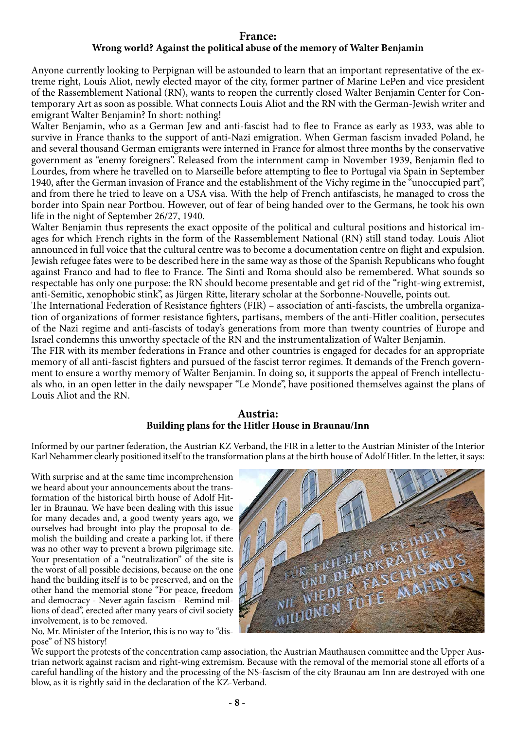## France:
### Wrong world? Against the political abuse of the memory of Walter Benjamin

Anyone currently looking to Perpignan will be astounded to learn that an important representative of the extreme right, Louis Aliot, newly elected mayor of the city, former partner of Marine LePen and vice president of the Rassemblement National (RN), wants to reopen the currently closed Walter Benjamin Center for Contemporary Art as soon as possible. What connects Louis Aliot and the RN with the German-Jewish writer and emigrant Walter Benjamin? In short: nothing!

Walter Benjamin, who as a German Jew and anti-fascist had to flee to France as early as 1933, was able to survive in France thanks to the support of anti-Nazi emigration. When German fascism invaded Poland, he and several thousand German emigrants were interned in France for almost three months by the conservative government as "enemy foreigners". Released from the internment camp in November 1939, Benjamin fled to Lourdes, from where he travelled on to Marseille before attempting to flee to Portugal via Spain in September 1940, after the German invasion of France and the establishment of the Vichy regime in the "unoccupied part", and from there he tried to leave on a USA visa. With the help of French antifascists, he managed to cross the border into Spain near Portbou. However, out of fear of being handed over to the Germans, he took his own life in the night of September 26/27, 1940.

Walter Benjamin thus represents the exact opposite of the political and cultural positions and historical images for which French rights in the form of the Rassemblement National (RN) still stand today. Louis Aliot announced in full voice that the cultural centre was to become a documentation centre on flight and expulsion. Jewish refugee fates were to be described here in the same way as those of the Spanish Republicans who fought against Franco and had to flee to France. The Sinti and Roma should also be remembered. What sounds so respectable has only one purpose: the RN should become presentable and get rid of the "right-wing extremist, anti-Semitic, xenophobic stink", as Jürgen Ritte, literary scholar at the Sorbonne-Nouvelle, points out.

The International Federation of Resistance fighters (FIR) – association of anti-fascists, the umbrella organization of organizations of former resistance fighters, partisans, members of the anti-Hitler coalition, persecutes of the Nazi regime and anti-fascists of today's generations from more than twenty countries of Europe and Israel condemns this unworthy spectacle of the RN and the instrumentalization of Walter Benjamin.

The FIR with its member federations in France and other countries is engaged for decades for an appropriate memory of all anti-fascist fighters and pursued of the fascist terror regimes. It demands of the French government to ensure a worthy memory of Walter Benjamin. In doing so, it supports the appeal of French intellectuals who, in an open letter in the daily newspaper "Le Monde", have positioned themselves against the plans of Louis Aliot and the RN.

## Austria:
### Building plans for the Hitler House in Braunau/Inn

Informed by our partner federation, the Austrian KZ Verband, the FIR in a letter to the Austrian Minister of the Interior Karl Nehammer clearly positioned itself to the transformation plans at the birth house of Adolf Hitler. In the letter, it says:

With surprise and at the same time incomprehension we heard about your announcements about the transformation of the historical birth house of Adolf Hitler in Braunau. We have been dealing with this issue for many decades and, a good twenty years ago, we ourselves had brought into play the proposal to demolish the building and create a parking lot, if there was no other way to prevent a brown pilgrimage site. Your presentation of a "neutralization" of the site is the worst of all possible decisions, because on the one hand the building itself is to be preserved, and on the other hand the memorial stone "For peace, freedom and democracy - Never again fascism - Remind millions of dead", erected after many years of civil society involvement, is to be removed.

No, Mr. Minister of the Interior, this is no way to "dispose" of NS history!

We support the protests of the concentration camp association, the Austrian Mauthausen committee and the Upper Austrian network against racism and right-wing extremism. Because with the removal of the memorial stone all efforts of a careful handling of the history and the processing of the NS-fascism of the city Braunau am Inn are destroyed with one blow, as it is rightly said in the declaration of the KZ-Verband.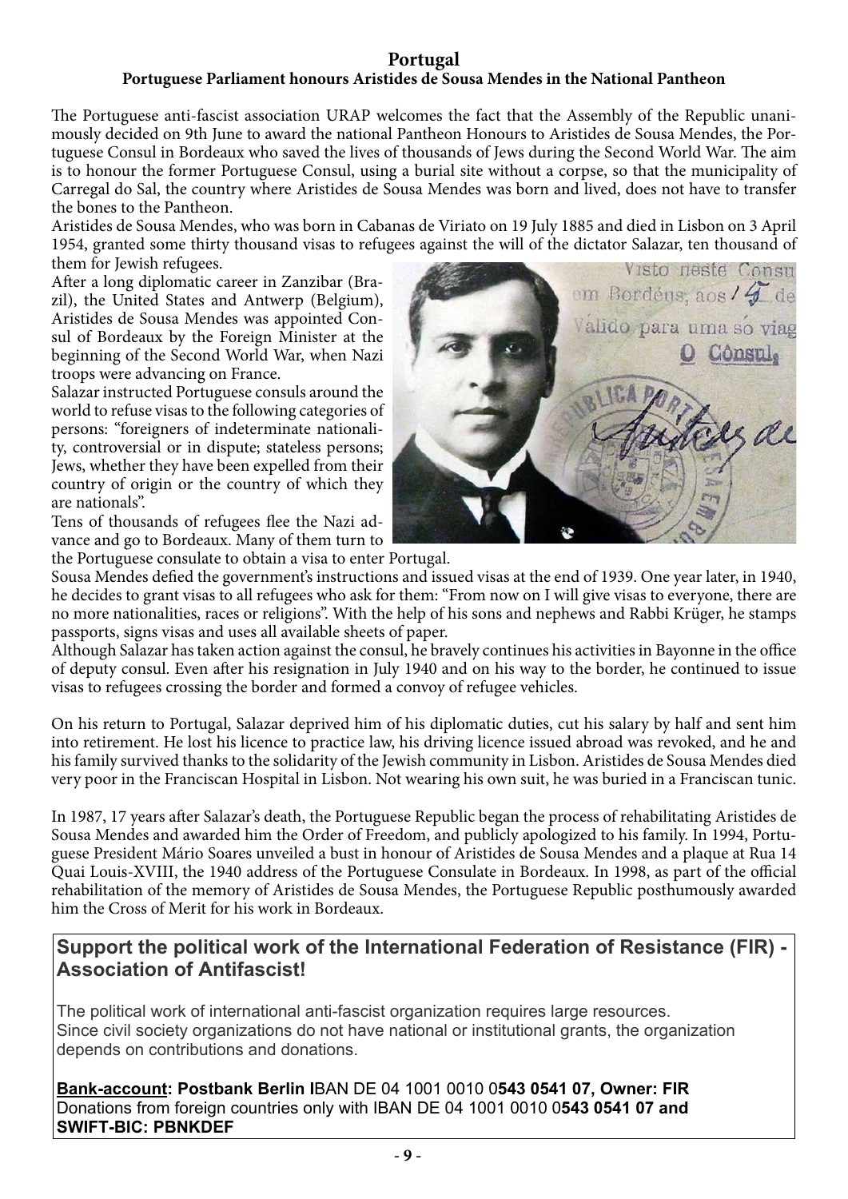## Portugal

### Portuguese Parliament honours Aristides de Sousa Mendes in the National Pantheon

The Portuguese anti-fascist association URAP welcomes the fact that the Assembly of the Republic unanimously decided on 9th June to award the national Pantheon Honours to Aristides de Sousa Mendes, the Portuguese Consul in Bordeaux who saved the lives of thousands of Jews during the Second World War. The aim is to honour the former Portuguese Consul, using a burial site without a corpse, so that the municipality of Carregal do Sal, the country where Aristides de Sousa Mendes was born and lived, does not have to transfer the bones to the Pantheon.

Aristides de Sousa Mendes, who was born in Cabanas de Viriato on 19 July 1885 and died in Lisbon on 3 April 1954, granted some thirty thousand visas to refugees against the will of the dictator Salazar, ten thousand of them for Jewish refugees.

After a long diplomatic career in Zanzibar (Brazil), the United States and Antwerp (Belgium), Aristides de Sousa Mendes was appointed Consul of Bordeaux by the Foreign Minister at the beginning of the Second World War, when Nazi troops were advancing on France.

Salazar instructed Portuguese consuls around the world to refuse visas to the following categories of persons: "foreigners of indeterminate nationality, controversial or in dispute; stateless persons; Jews, whether they have been expelled from their country of origin or the country of which they are nationals".

Tens of thousands of refugees flee the Nazi advance and go to Bordeaux. Many of them turn to the Portuguese consulate to obtain a visa to enter Portugal.

Sousa Mendes defied the government's instructions and issued visas at the end of 1939. One year later, in 1940, he decides to grant visas to all refugees who ask for them: "From now on I will give visas to everyone, there are no more nationalities, races or religions". With the help of his sons and nephews and Rabbi Krüger, he stamps passports, signs visas and uses all available sheets of paper.

Although Salazar has taken action against the consul, he bravely continues his activities in Bayonne in the office of deputy consul. Even after his resignation in July 1940 and on his way to the border, he continued to issue visas to refugees crossing the border and formed a convoy of refugee vehicles.

On his return to Portugal, Salazar deprived him of his diplomatic duties, cut his salary by half and sent him into retirement. He lost his licence to practice law, his driving licence issued abroad was revoked, and he and his family survived thanks to the solidarity of the Jewish community in Lisbon. Aristides de Sousa Mendes died very poor in the Franciscan Hospital in Lisbon. Not wearing his own suit, he was buried in a Franciscan tunic.

In 1987, 17 years after Salazar's death, the Portuguese Republic began the process of rehabilitating Aristides de Sousa Mendes and awarded him the Order of Freedom, and publicly apologized to his family. In 1994, Portuguese President Mário Soares unveiled a bust in honour of Aristides de Sousa Mendes and a plaque at Rua 14 Quai Louis-XVIII, the 1940 address of the Portuguese Consulate in Bordeaux. In 1998, as part of the official rehabilitation of the memory of Aristides de Sousa Mendes, the Portuguese Republic posthumously awarded him the Cross of Merit for his work in Bordeaux.

## Support the political work of the International Federation of Resistance (FIR) - Association of Antifascist!

The political work of international anti-fascist organization requires large resources.
Since civil society organizations do not have national or institutional grants, the organization depends on contributions and donations.

**Bank-account: Postbank Berlin I**BAN DE 04 1001 0010 0**543 0541 07, Owner: FIR**
Donations from foreign countries only with IBAN DE 04 1001 0010 0**543 0541 07 and SWIFT-BIC: PBNKDEF**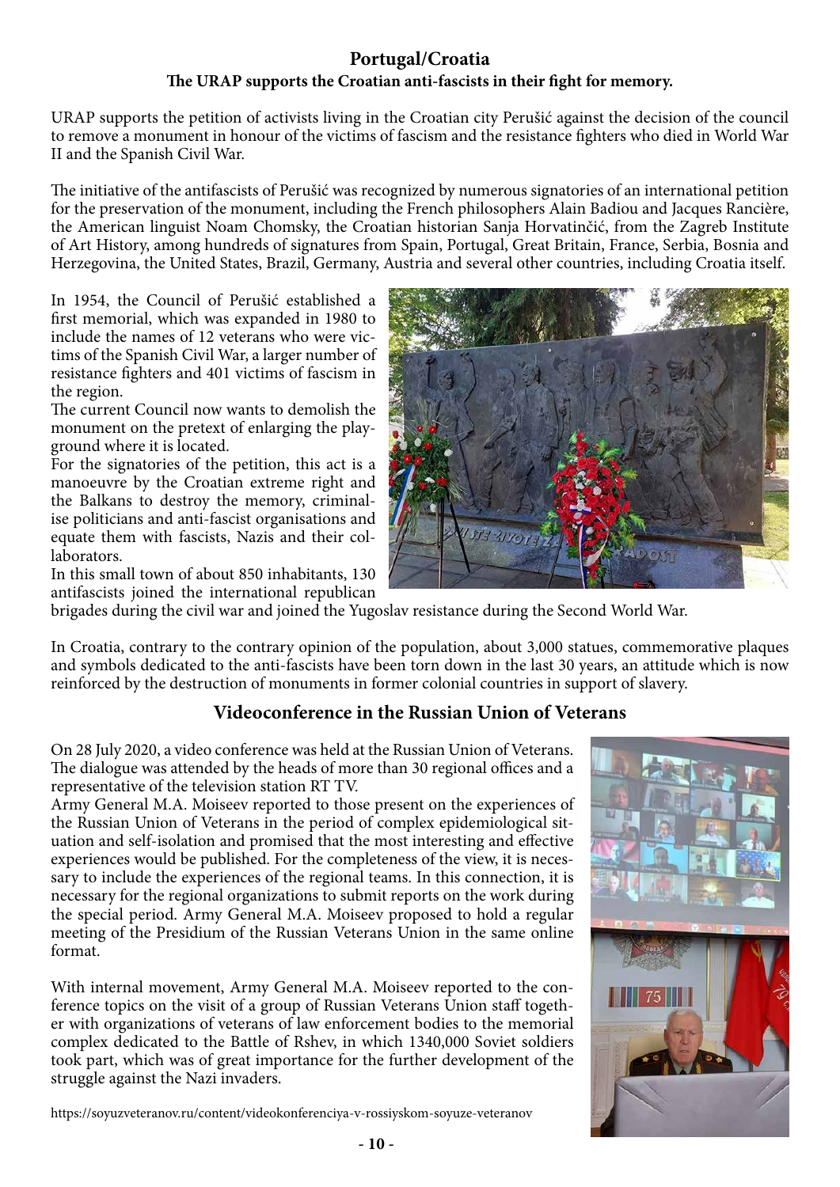## Portugal/Croatia

### The URAP supports the Croatian anti-fascists in their fight for memory.

URAP supports the petition of activists living in the Croatian city Perušić against the decision of the council to remove a monument in honour of the victims of fascism and the resistance fighters who died in World War II and the Spanish Civil War.

The initiative of the antifascists of Perušić was recognized by numerous signatories of an international petition for the preservation of the monument, including the French philosophers Alain Badiou and Jacques Rancière, the American linguist Noam Chomsky, the Croatian historian Sanja Horvatinčić, from the Zagreb Institute of Art History, among hundreds of signatures from Spain, Portugal, Great Britain, France, Serbia, Bosnia and Herzegovina, the United States, Brazil, Germany, Austria and several other countries, including Croatia itself.

In 1954, the Council of Perušić established a first memorial, which was expanded in 1980 to include the names of 12 veterans who were victims of the Spanish Civil War, a larger number of resistance fighters and 401 victims of fascism in the region.

The current Council now wants to demolish the monument on the pretext of enlarging the playground where it is located.

For the signatories of the petition, this act is a manoeuvre by the Croatian extreme right and the Balkans to destroy the memory, criminalise politicians and anti-fascist organisations and equate them with fascists, Nazis and their collaborators.

In this small town of about 850 inhabitants, 130 antifascists joined the international republican brigades during the civil war and joined the Yugoslav resistance during the Second World War.

In Croatia, contrary to the contrary opinion of the population, about 3,000 statues, commemorative plaques and symbols dedicated to the anti-fascists have been torn down in the last 30 years, an attitude which is now reinforced by the destruction of monuments in former colonial countries in support of slavery.

## Videoconference in the Russian Union of Veterans

On 28 July 2020, a video conference was held at the Russian Union of Veterans. The dialogue was attended by the heads of more than 30 regional offices and a representative of the television station RT TV.

Army General M.A. Moiseev reported to those present on the experiences of the Russian Union of Veterans in the period of complex epidemiological situation and self-isolation and promised that the most interesting and effective experiences would be published. For the completeness of the view, it is necessary to include the experiences of the regional teams. In this connection, it is necessary for the regional organizations to submit reports on the work during the special period. Army General M.A. Moiseev proposed to hold a regular meeting of the Presidium of the Russian Veterans Union in the same online format.

With internal movement, Army General M.A. Moiseev reported to the conference topics on the visit of a group of Russian Veterans Union staff together with organizations of veterans of law enforcement bodies to the memorial complex dedicated to the Battle of Rshev, in which 1340,000 Soviet soldiers took part, which was of great importance for the further development of the struggle against the Nazi invaders.

https://soyuzveteranov.ru/content/videokonferenciya-v-rossiyskom-soyuze-veteranov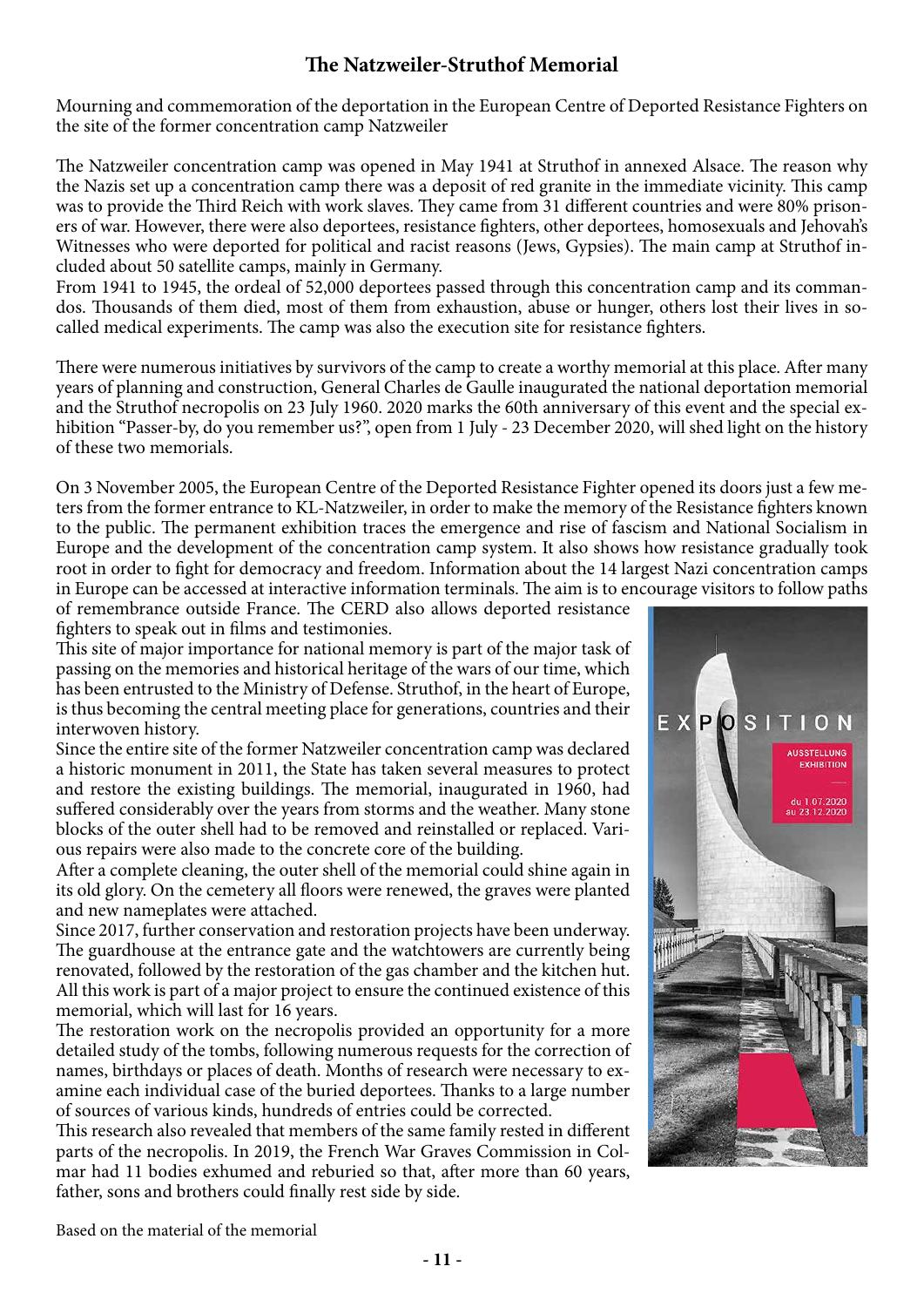## The Natzweiler-Struthof Memorial

Mourning and commemoration of the deportation in the European Centre of Deported Resistance Fighters on the site of the former concentration camp Natzweiler

The Natzweiler concentration camp was opened in May 1941 at Struthof in annexed Alsace. The reason why the Nazis set up a concentration camp there was a deposit of red granite in the immediate vicinity. This camp was to provide the Third Reich with work slaves. They came from 31 different countries and were 80% prisoners of war. However, there were also deportees, resistance fighters, other deportees, homosexuals and Jehovah's Witnesses who were deported for political and racist reasons (Jews, Gypsies). The main camp at Struthof included about 50 satellite camps, mainly in Germany.
From 1941 to 1945, the ordeal of 52,000 deportees passed through this concentration camp and its commandos. Thousands of them died, most of them from exhaustion, abuse or hunger, others lost their lives in so-called medical experiments. The camp was also the execution site for resistance fighters.

There were numerous initiatives by survivors of the camp to create a worthy memorial at this place. After many years of planning and construction, General Charles de Gaulle inaugurated the national deportation memorial and the Struthof necropolis on 23 July 1960. 2020 marks the 60th anniversary of this event and the special exhibition "Passer-by, do you remember us?", open from 1 July - 23 December 2020, will shed light on the history of these two memorials.

On 3 November 2005, the European Centre of the Deported Resistance Fighter opened its doors just a few meters from the former entrance to KL-Natzweiler, in order to make the memory of the Resistance fighters known to the public. The permanent exhibition traces the emergence and rise of fascism and National Socialism in Europe and the development of the concentration camp system. It also shows how resistance gradually took root in order to fight for democracy and freedom. Information about the 14 largest Nazi concentration camps in Europe can be accessed at interactive information terminals. The aim is to encourage visitors to follow paths of remembrance outside France. The CERD also allows deported resistance fighters to speak out in films and testimonies.
This site of major importance for national memory is part of the major task of passing on the memories and historical heritage of the wars of our time, which has been entrusted to the Ministry of Defense. Struthof, in the heart of Europe, is thus becoming the central meeting place for generations, countries and their interwoven history.
Since the entire site of the former Natzweiler concentration camp was declared a historic monument in 2011, the State has taken several measures to protect and restore the existing buildings. The memorial, inaugurated in 1960, had suffered considerably over the years from storms and the weather. Many stone blocks of the outer shell had to be removed and reinstalled or replaced. Various repairs were also made to the concrete core of the building.
After a complete cleaning, the outer shell of the memorial could shine again in its old glory. On the cemetery all floors were renewed, the graves were planted and new nameplates were attached.
Since 2017, further conservation and restoration projects have been underway. The guardhouse at the entrance gate and the watchtowers are currently being renovated, followed by the restoration of the gas chamber and the kitchen hut. All this work is part of a major project to ensure the continued existence of this memorial, which will last for 16 years.
The restoration work on the necropolis provided an opportunity for a more detailed study of the tombs, following numerous requests for the correction of names, birthdays or places of death. Months of research were necessary to examine each individual case of the buried deportees. Thanks to a large number of sources of various kinds, hundreds of entries could be corrected.
This research also revealed that members of the same family rested in different parts of the necropolis. In 2019, the French War Graves Commission in Colmar had 11 bodies exhumed and reburied so that, after more than 60 years, father, sons and brothers could finally rest side by side.

EXPOSITION

AUSSTELLUNG
EXHIBITION

du 1.07.2020
au 23.12.2020

Based on the material of the memorial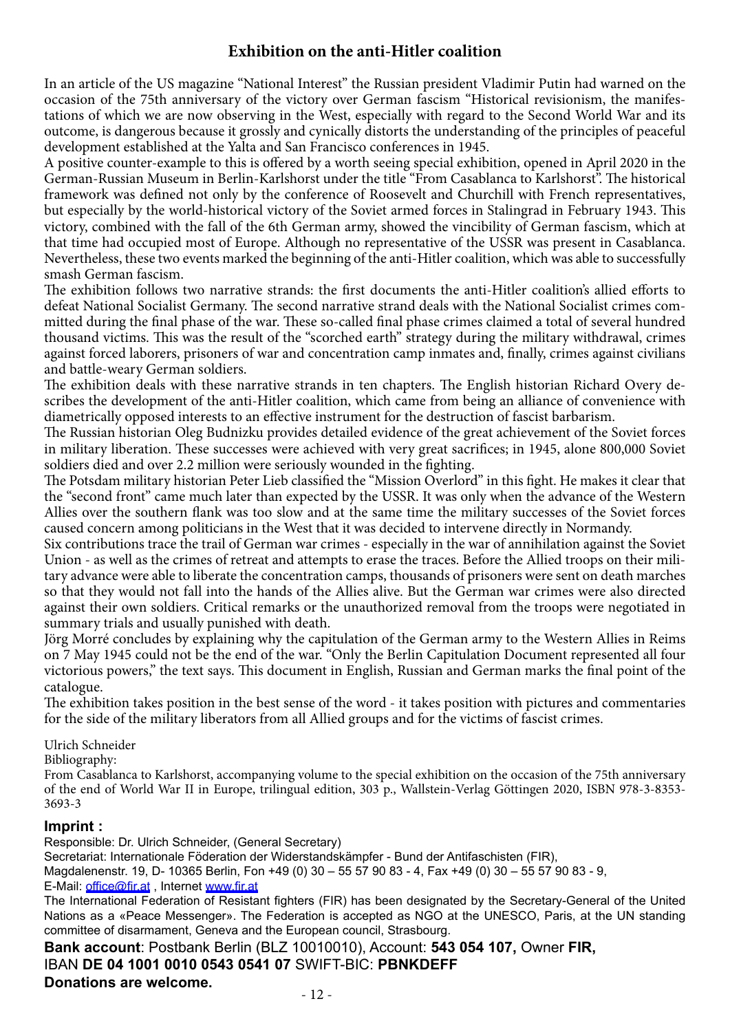## Exhibition on the anti-Hitler coalition

In an article of the US magazine "National Interest" the Russian president Vladimir Putin had warned on the occasion of the 75th anniversary of the victory over German fascism "Historical revisionism, the manifestations of which we are now observing in the West, especially with regard to the Second World War and its outcome, is dangerous because it grossly and cynically distorts the understanding of the principles of peaceful development established at the Yalta and San Francisco conferences in 1945.

A positive counter-example to this is offered by a worth seeing special exhibition, opened in April 2020 in the German-Russian Museum in Berlin-Karlshorst under the title "From Casablanca to Karlshorst". The historical framework was defined not only by the conference of Roosevelt and Churchill with French representatives, but especially by the world-historical victory of the Soviet armed forces in Stalingrad in February 1943. This victory, combined with the fall of the 6th German army, showed the vincibility of German fascism, which at that time had occupied most of Europe. Although no representative of the USSR was present in Casablanca. Nevertheless, these two events marked the beginning of the anti-Hitler coalition, which was able to successfully smash German fascism.

The exhibition follows two narrative strands: the first documents the anti-Hitler coalition's allied efforts to defeat National Socialist Germany. The second narrative strand deals with the National Socialist crimes committed during the final phase of the war. These so-called final phase crimes claimed a total of several hundred thousand victims. This was the result of the "scorched earth" strategy during the military withdrawal, crimes against forced laborers, prisoners of war and concentration camp inmates and, finally, crimes against civilians and battle-weary German soldiers.

The exhibition deals with these narrative strands in ten chapters. The English historian Richard Overy describes the development of the anti-Hitler coalition, which came from being an alliance of convenience with diametrically opposed interests to an effective instrument for the destruction of fascist barbarism.

The Russian historian Oleg Budnizku provides detailed evidence of the great achievement of the Soviet forces in military liberation. These successes were achieved with very great sacrifices; in 1945, alone 800,000 Soviet soldiers died and over 2.2 million were seriously wounded in the fighting.

The Potsdam military historian Peter Lieb classified the "Mission Overlord" in this fight. He makes it clear that the "second front" came much later than expected by the USSR. It was only when the advance of the Western Allies over the southern flank was too slow and at the same time the military successes of the Soviet forces caused concern among politicians in the West that it was decided to intervene directly in Normandy.

Six contributions trace the trail of German war crimes - especially in the war of annihilation against the Soviet Union - as well as the crimes of retreat and attempts to erase the traces. Before the Allied troops on their military advance were able to liberate the concentration camps, thousands of prisoners were sent on death marches so that they would not fall into the hands of the Allies alive. But the German war crimes were also directed against their own soldiers. Critical remarks or the unauthorized removal from the troops were negotiated in summary trials and usually punished with death.

Jörg Morré concludes by explaining why the capitulation of the German army to the Western Allies in Reims on 7 May 1945 could not be the end of the war. "Only the Berlin Capitulation Document represented all four victorious powers," the text says. This document in English, Russian and German marks the final point of the catalogue.

The exhibition takes position in the best sense of the word - it takes position with pictures and commentaries for the side of the military liberators from all Allied groups and for the victims of fascist crimes.

Ulrich Schneider

Bibliography:

From Casablanca to Karlshorst, accompanying volume to the special exhibition on the occasion of the 75th anniversary of the end of World War II in Europe, trilingual edition, 303 p., Wallstein-Verlag Göttingen 2020, ISBN 978-3-8353-3693-3

### Imprint :

Responsible: Dr. Ulrich Schneider, (General Secretary)

Secretariat: Internationale Föderation der Widerstandskämpfer - Bund der Antifaschisten (FIR),

Magdalenenstr. 19, D- 10365 Berlin, Fon +49 (0) 30 – 55 57 90 83 - 4, Fax +49 (0) 30 – 55 57 90 83 - 9,

E-Mail: office@fir.at , Internet www.fir.at

The International Federation of Resistant fighters (FIR) has been designated by the Secretary-General of the United Nations as a «Peace Messenger». The Federation is accepted as NGO at the UNESCO, Paris, at the UN standing committee of disarmament, Geneva and the European council, Strasbourg.

**Bank account**: Postbank Berlin (BLZ 10010010), Account: **543 054 107,** Owner **FIR,**
IBAN **DE 04 1001 0010 0543 0541 07** SWIFT-BIC: **PBNKDEFF**

**Donations are welcome.**